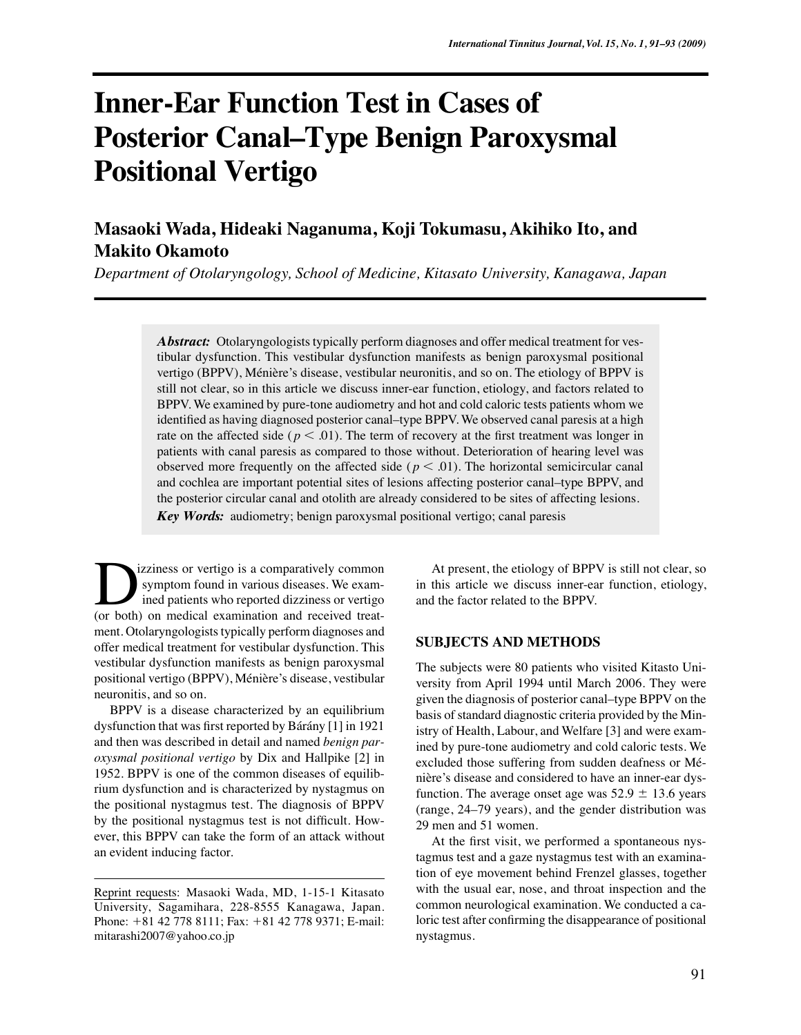# Inner-Ear Function Test in Cases of Posterior Canal–Type Benign Paroxysmal Positional Vertigo

**Masaoki Wada, Hideaki Naganuma, Koji Tokumasu, Akihiko Ito, and Makito Okamoto**

*Department of Otolaryngology, School of Medicine, Kitasato University, Kanagawa, Japan*

***Abstract:*** Otolaryngologists typically perform diagnoses and offer medical treatment for vestibular dysfunction. This vestibular dysfunction manifests as benign paroxysmal positional vertigo (BPPV), Ménière's disease, vestibular neuronitis, and so on. The etiology of BPPV is still not clear, so in this article we discuss inner-ear function, etiology, and factors related to BPPV. We examined by pure-tone audiometry and hot and cold caloric tests patients whom we identified as having diagnosed posterior canal–type BPPV. We observed canal paresis at a high rate on the affected side ($p < .01$). The term of recovery at the first treatment was longer in patients with canal paresis as compared to those without. Deterioration of hearing level was observed more frequently on the affected side ($p < .01$). The horizontal semicircular canal and cochlea are important potential sites of lesions affecting posterior canal–type BPPV, and the posterior circular canal and otolith are already considered to be sites of affecting lesions.

***Key Words:*** audiometry; benign paroxysmal positional vertigo; canal paresis

Dizziness or vertigo is a comparatively common symptom found in various diseases. We examined patients who reported dizziness or vertigo (or both) on medical examination and received treatment. Otolaryngologists typically perform diagnoses and offer medical treatment for vestibular dysfunction. This vestibular dysfunction manifests as benign paroxysmal positional vertigo (BPPV), Ménière's disease, vestibular neuronitis, and so on.

BPPV is a disease characterized by an equilibrium dysfunction that was first reported by Bárány [1] in 1921 and then was described in detail and named *benign paroxysmal positional vertigo* by Dix and Hallpike [2] in 1952. BPPV is one of the common diseases of equilibrium dysfunction and is characterized by nystagmus on the positional nystagmus test. The diagnosis of BPPV by the positional nystagmus test is not difficult. However, this BPPV can take the form of an attack without an evident inducing factor.

Reprint requests: Masaoki Wada, MD, 1-15-1 Kitasato University, Sagamihara, 228-8555 Kanagawa, Japan. Phone: +81 42 778 8111; Fax: +81 42 778 9371; E-mail: mitarashi2007@yahoo.co.jp

At present, the etiology of BPPV is still not clear, so in this article we discuss inner-ear function, etiology, and the factor related to the BPPV.

## SUBJECTS AND METHODS

The subjects were 80 patients who visited Kitasto University from April 1994 until March 2006. They were given the diagnosis of posterior canal–type BPPV on the basis of standard diagnostic criteria provided by the Ministry of Health, Labour, and Welfare [3] and were examined by pure-tone audiometry and cold caloric tests. We excluded those suffering from sudden deafness or Ménière's disease and considered to have an inner-ear dysfunction. The average onset age was 52.9 ± 13.6 years (range, 24–79 years), and the gender distribution was 29 men and 51 women.

At the first visit, we performed a spontaneous nystagmus test and a gaze nystagmus test with an examination of eye movement behind Frenzel glasses, together with the usual ear, nose, and throat inspection and the common neurological examination. We conducted a caloric test after confirming the disappearance of positional nystagmus.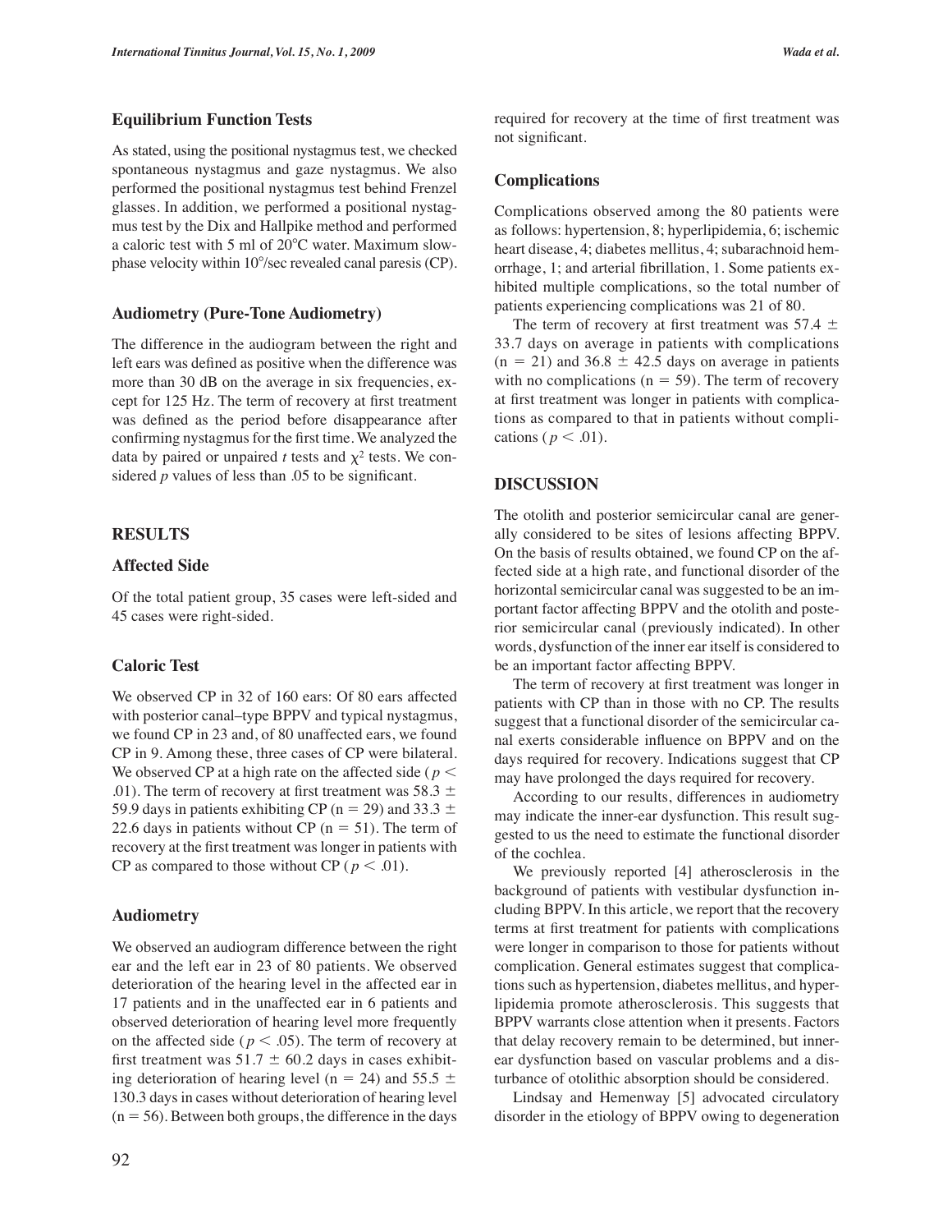### Equilibrium Function Tests

As stated, using the positional nystagmus test, we checked spontaneous nystagmus and gaze nystagmus. We also performed the positional nystagmus test behind Frenzel glasses. In addition, we performed a positional nystagmus test by the Dix and Hallpike method and performed a caloric test with 5 ml of 20°C water. Maximum slow-phase velocity within 10°/sec revealed canal paresis (CP).

### Audiometry (Pure-Tone Audiometry)

The difference in the audiogram between the right and left ears was defined as positive when the difference was more than 30 dB on the average in six frequencies, except for 125 Hz. The term of recovery at first treatment was defined as the period before disappearance after confirming nystagmus for the first time. We analyzed the data by paired or unpaired *t* tests and $\chi^2$ tests. We considered *p* values of less than .05 to be significant.

## RESULTS

### Affected Side

Of the total patient group, 35 cases were left-sided and 45 cases were right-sided.

### Caloric Test

We observed CP in 32 of 160 ears: Of 80 ears affected with posterior canal–type BPPV and typical nystagmus, we found CP in 23 and, of 80 unaffected ears, we found CP in 9. Among these, three cases of CP were bilateral. We observed CP at a high rate on the affected side ($p <$ .01). The term of recovery at first treatment was 58.3 ± 59.9 days in patients exhibiting CP (n = 29) and 33.3 ± 22.6 days in patients without CP (n = 51). The term of recovery at the first treatment was longer in patients with CP as compared to those without CP ($p < .01$).

### Audiometry

We observed an audiogram difference between the right ear and the left ear in 23 of 80 patients. We observed deterioration of the hearing level in the affected ear in 17 patients and in the unaffected ear in 6 patients and observed deterioration of hearing level more frequently on the affected side ($p < .05$). The term of recovery at first treatment was 51.7 ± 60.2 days in cases exhibiting deterioration of hearing level (n = 24) and 55.5 ± 130.3 days in cases without deterioration of hearing level (n = 56). Between both groups, the difference in the days required for recovery at the time of first treatment was not significant.

### Complications

Complications observed among the 80 patients were as follows: hypertension, 8; hyperlipidemia, 6; ischemic heart disease, 4; diabetes mellitus, 4; subarachnoid hemorrhage, 1; and arterial fibrillation, 1. Some patients exhibited multiple complications, so the total number of patients experiencing complications was 21 of 80.

The term of recovery at first treatment was 57.4 ± 33.7 days on average in patients with complications (n = 21) and 36.8 ± 42.5 days on average in patients with no complications (n = 59). The term of recovery at first treatment was longer in patients with complications as compared to that in patients without complications ($p < .01$).

## DISCUSSION

The otolith and posterior semicircular canal are generally considered to be sites of lesions affecting BPPV. On the basis of results obtained, we found CP on the affected side at a high rate, and functional disorder of the horizontal semicircular canal was suggested to be an important factor affecting BPPV and the otolith and posterior semicircular canal (previously indicated). In other words, dysfunction of the inner ear itself is considered to be an important factor affecting BPPV.

The term of recovery at first treatment was longer in patients with CP than in those with no CP. The results suggest that a functional disorder of the semicircular canal exerts considerable influence on BPPV and on the days required for recovery. Indications suggest that CP may have prolonged the days required for recovery.

According to our results, differences in audiometry may indicate the inner-ear dysfunction. This result suggested to us the need to estimate the functional disorder of the cochlea.

We previously reported [4] atherosclerosis in the background of patients with vestibular dysfunction including BPPV. In this article, we report that the recovery terms at first treatment for patients with complications were longer in comparison to those for patients without complication. General estimates suggest that complications such as hypertension, diabetes mellitus, and hyperlipidemia promote atherosclerosis. This suggests that BPPV warrants close attention when it presents. Factors that delay recovery remain to be determined, but inner-ear dysfunction based on vascular problems and a disturbance of otolithic absorption should be considered.

Lindsay and Hemenway [5] advocated circulatory disorder in the etiology of BPPV owing to degeneration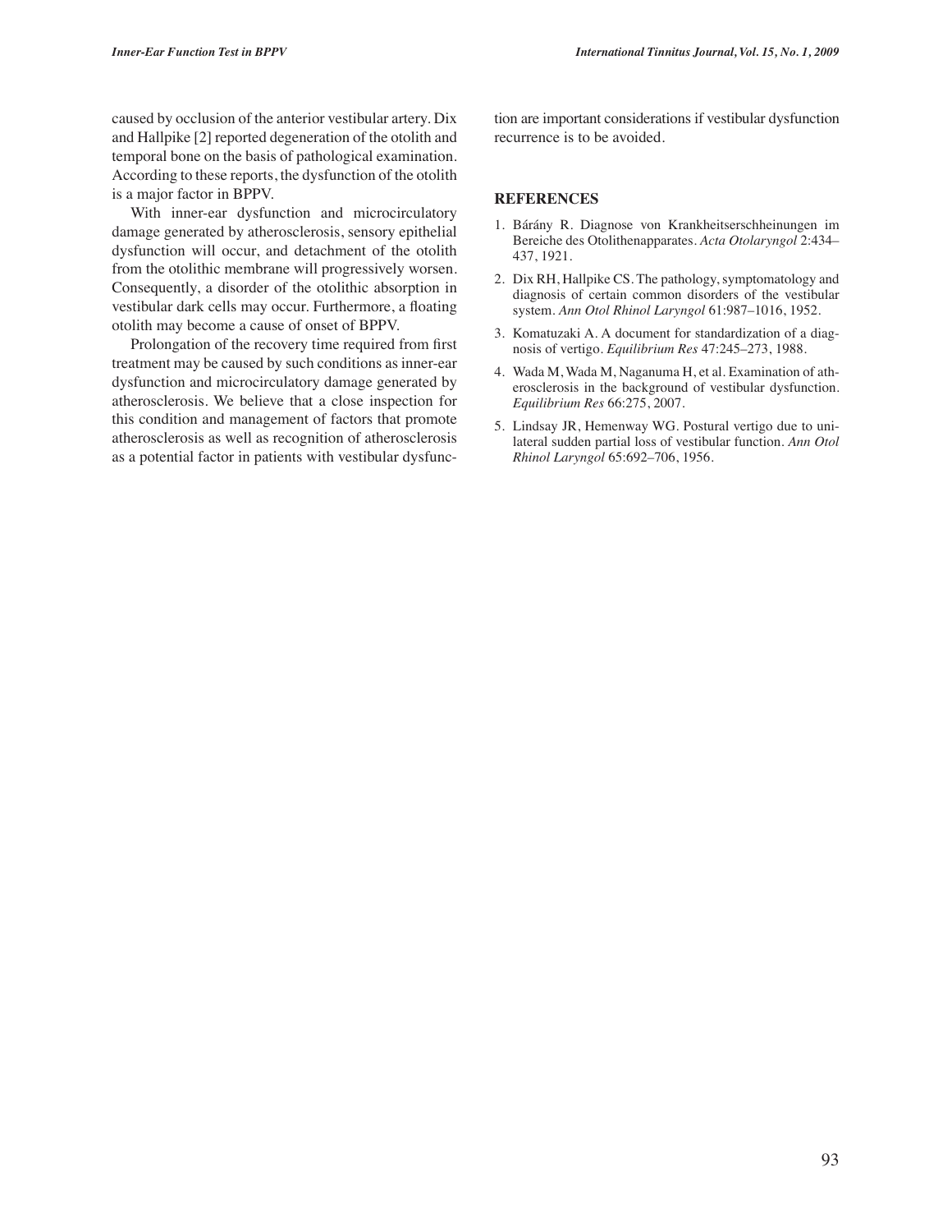caused by occlusion of the anterior vestibular artery. Dix and Hallpike [2] reported degeneration of the otolith and temporal bone on the basis of pathological examination. According to these reports, the dysfunction of the otolith is a major factor in BPPV.

With inner-ear dysfunction and microcirculatory damage generated by atherosclerosis, sensory epithelial dysfunction will occur, and detachment of the otolith from the otolithic membrane will progressively worsen. Consequently, a disorder of the otolithic absorption in vestibular dark cells may occur. Furthermore, a floating otolith may become a cause of onset of BPPV.

Prolongation of the recovery time required from first treatment may be caused by such conditions as inner-ear dysfunction and microcirculatory damage generated by atherosclerosis. We believe that a close inspection for this condition and management of factors that promote atherosclerosis as well as recognition of atherosclerosis as a potential factor in patients with vestibular dysfunction are important considerations if vestibular dysfunction recurrence is to be avoided.

## REFERENCES

1. Bárány R. Diagnose von Krankheitserschheinungen im Bereiche des Otolithenapparates. *Acta Otolaryngol* 2:434–437, 1921.
2. Dix RH, Hallpike CS. The pathology, symptomatology and diagnosis of certain common disorders of the vestibular system. *Ann Otol Rhinol Laryngol* 61:987–1016, 1952.
3. Komatuzaki A. A document for standardization of a diagnosis of vertigo. *Equilibrium Res* 47:245–273, 1988.
4. Wada M, Wada M, Naganuma H, et al. Examination of atherosclerosis in the background of vestibular dysfunction. *Equilibrium Res* 66:275, 2007.
5. Lindsay JR, Hemenway WG. Postural vertigo due to unilateral sudden partial loss of vestibular function. *Ann Otol Rhinol Laryngol* 65:692–706, 1956.